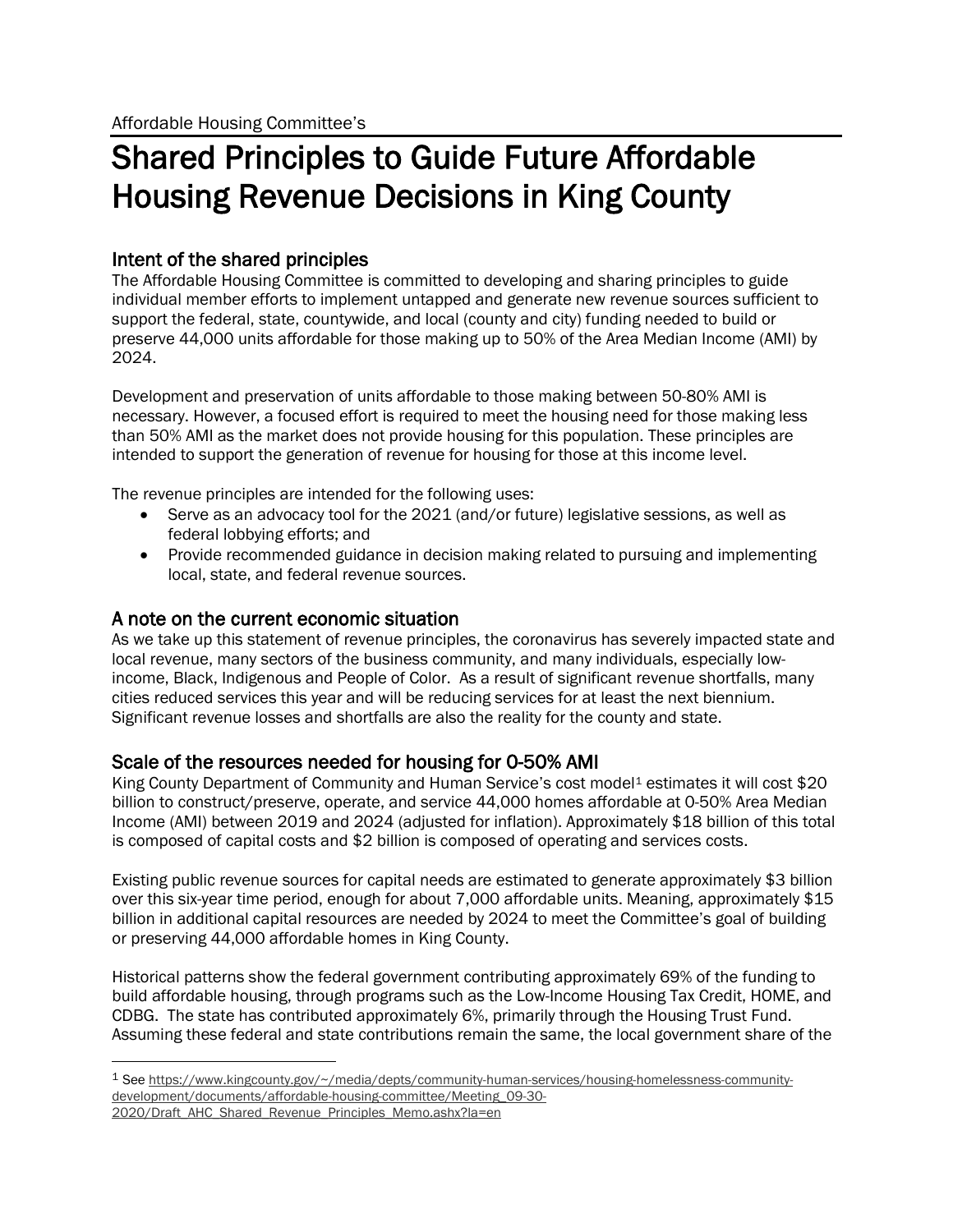Affordable Housing Committee's

# Shared Principles to Guide Future Affordable Housing Revenue Decisions in King County

## Intent of the shared principles

The Affordable Housing Committee is committed to developing and sharing principles to guide individual member efforts to implement untapped and generate new revenue sources sufficient to support the federal, state, countywide, and local (county and city) funding needed to build or preserve 44,000 units affordable for those making up to 50% of the Area Median Income (AMI) by 2024.

Development and preservation of units affordable to those making between 50-80% AMI is necessary. However, a focused effort is required to meet the housing need for those making less than 50% AMI as the market does not provide housing for this population. These principles are intended to support the generation of revenue for housing for those at this income level.

The revenue principles are intended for the following uses:

- Serve as an advocacy tool for the 2021 (and/or future) legislative sessions, as well as federal lobbying efforts; and
- Provide recommended guidance in decision making related to pursuing and implementing local, state, and federal revenue sources.

## A note on the current economic situation

As we take up this statement of revenue principles, the coronavirus has severely impacted state and local revenue, many sectors of the business community, and many individuals, especially low-income, Black, Indigenous and People of Color. As a result of significant revenue shortfalls, many cities reduced services this year and will be reducing services for at least the next biennium. Significant revenue losses and shortfalls are also the reality for the county and state.

## Scale of the resources needed for housing for 0-50% AMI

King County Department of Community and Human Service's cost model[1] estimates it will cost $20 billion to construct/preserve, operate, and service 44,000 homes affordable at 0-50% Area Median Income (AMI) between 2019 and 2024 (adjusted for inflation). Approximately $18 billion of this total is composed of capital costs and $2 billion is composed of operating and services costs.

Existing public revenue sources for capital needs are estimated to generate approximately $3 billion over this six-year time period, enough for about 7,000 affordable units. Meaning, approximately $15 billion in additional capital resources are needed by 2024 to meet the Committee's goal of building or preserving 44,000 affordable homes in King County.

Historical patterns show the federal government contributing approximately 69% of the funding to build affordable housing, through programs such as the Low-Income Housing Tax Credit, HOME, and CDBG. The state has contributed approximately 6%, primarily through the Housing Trust Fund. Assuming these federal and state contributions remain the same, the local government share of the

---

[1] See https://www.kingcounty.gov/~/media/depts/community-human-services/housing-homelessness-community-development/documents/affordable-housing-committee/Meeting_09-30-2020/Draft_AHC_Shared_Revenue_Principles_Memo.ashx?la=en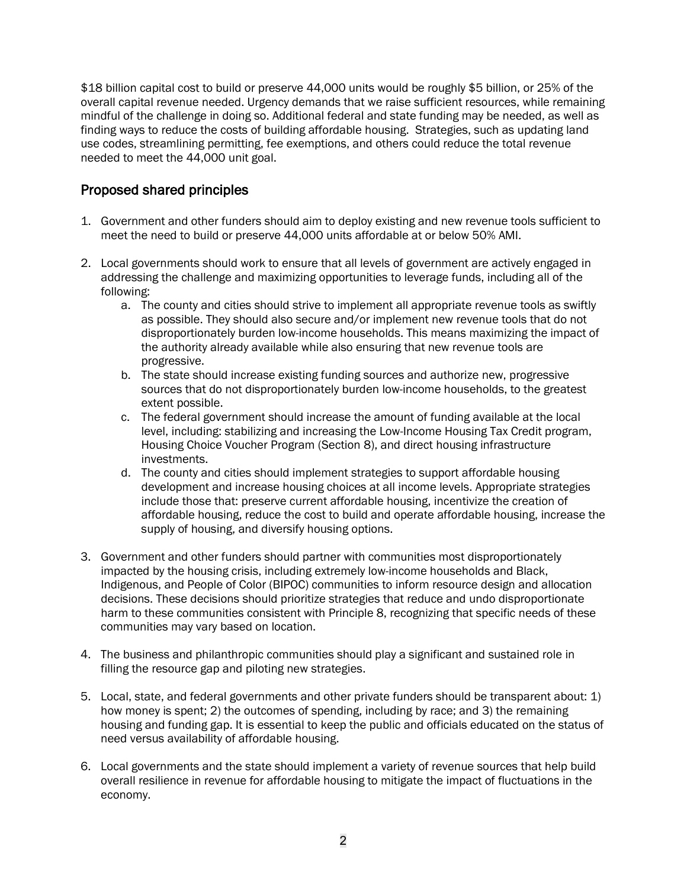$18 billion capital cost to build or preserve 44,000 units would be roughly $5 billion, or 25% of the overall capital revenue needed. Urgency demands that we raise sufficient resources, while remaining mindful of the challenge in doing so. Additional federal and state funding may be needed, as well as finding ways to reduce the costs of building affordable housing. Strategies, such as updating land use codes, streamlining permitting, fee exemptions, and others could reduce the total revenue needed to meet the 44,000 unit goal.

## Proposed shared principles

1. Government and other funders should aim to deploy existing and new revenue tools sufficient to meet the need to build or preserve 44,000 units affordable at or below 50% AMI.

2. Local governments should work to ensure that all levels of government are actively engaged in addressing the challenge and maximizing opportunities to leverage funds, including all of the following:
   a. The county and cities should strive to implement all appropriate revenue tools as swiftly as possible. They should also secure and/or implement new revenue tools that do not disproportionately burden low-income households. This means maximizing the impact of the authority already available while also ensuring that new revenue tools are progressive.
   b. The state should increase existing funding sources and authorize new, progressive sources that do not disproportionately burden low-income households, to the greatest extent possible.
   c. The federal government should increase the amount of funding available at the local level, including: stabilizing and increasing the Low-Income Housing Tax Credit program, Housing Choice Voucher Program (Section 8), and direct housing infrastructure investments.
   d. The county and cities should implement strategies to support affordable housing development and increase housing choices at all income levels. Appropriate strategies include those that: preserve current affordable housing, incentivize the creation of affordable housing, reduce the cost to build and operate affordable housing, increase the supply of housing, and diversify housing options.

3. Government and other funders should partner with communities most disproportionately impacted by the housing crisis, including extremely low-income households and Black, Indigenous, and People of Color (BIPOC) communities to inform resource design and allocation decisions. These decisions should prioritize strategies that reduce and undo disproportionate harm to these communities consistent with Principle 8, recognizing that specific needs of these communities may vary based on location.

4. The business and philanthropic communities should play a significant and sustained role in filling the resource gap and piloting new strategies.

5. Local, state, and federal governments and other private funders should be transparent about: 1) how money is spent; 2) the outcomes of spending, including by race; and 3) the remaining housing and funding gap. It is essential to keep the public and officials educated on the status of need versus availability of affordable housing.

6. Local governments and the state should implement a variety of revenue sources that help build overall resilience in revenue for affordable housing to mitigate the impact of fluctuations in the economy.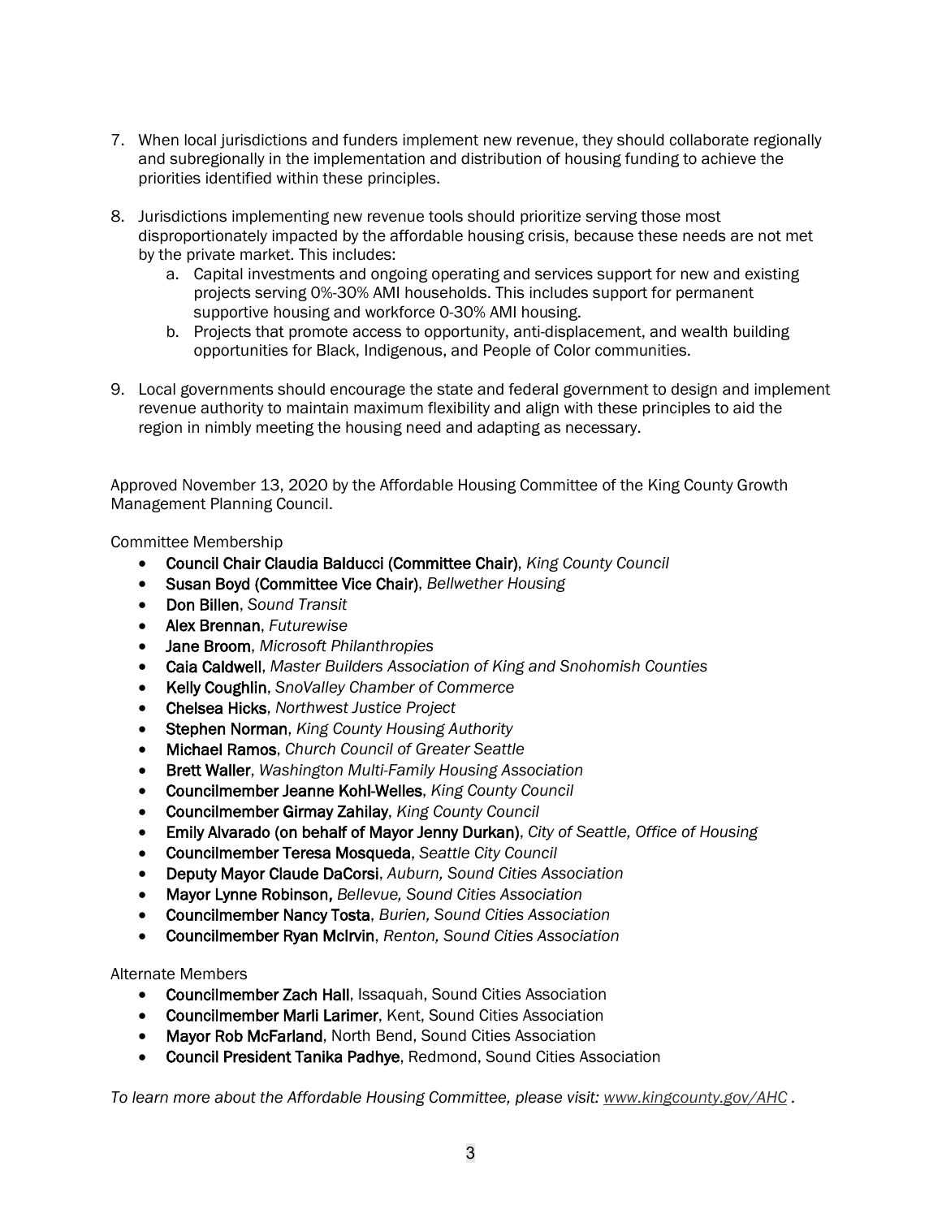7. When local jurisdictions and funders implement new revenue, they should collaborate regionally and subregionally in the implementation and distribution of housing funding to achieve the priorities identified within these principles.

8. Jurisdictions implementing new revenue tools should prioritize serving those most disproportionately impacted by the affordable housing crisis, because these needs are not met by the private market. This includes:
   a. Capital investments and ongoing operating and services support for new and existing projects serving 0%-30% AMI households. This includes support for permanent supportive housing and workforce 0-30% AMI housing.
   b. Projects that promote access to opportunity, anti-displacement, and wealth building opportunities for Black, Indigenous, and People of Color communities.

9. Local governments should encourage the state and federal government to design and implement revenue authority to maintain maximum flexibility and align with these principles to aid the region in nimbly meeting the housing need and adapting as necessary.

Approved November 13, 2020 by the Affordable Housing Committee of the King County Growth Management Planning Council.

Committee Membership

- **Council Chair Claudia Balducci (Committee Chair)**, *King County Council*
- **Susan Boyd (Committee Vice Chair)**, *Bellwether Housing*
- **Don Billen**, *Sound Transit*
- **Alex Brennan**, *Futurewise*
- **Jane Broom**, *Microsoft Philanthropies*
- **Caia Caldwell**, *Master Builders Association of King and Snohomish Counties*
- **Kelly Coughlin**, *SnoValley Chamber of Commerce*
- **Chelsea Hicks**, *Northwest Justice Project*
- **Stephen Norman**, *King County Housing Authority*
- **Michael Ramos**, *Church Council of Greater Seattle*
- **Brett Waller**, *Washington Multi-Family Housing Association*
- **Councilmember Jeanne Kohl-Welles**, *King County Council*
- **Councilmember Girmay Zahilay**, *King County Council*
- **Emily Alvarado (on behalf of Mayor Jenny Durkan)**, *City of Seattle, Office of Housing*
- **Councilmember Teresa Mosqueda**, *Seattle City Council*
- **Deputy Mayor Claude DaCorsi**, *Auburn, Sound Cities Association*
- **Mayor Lynne Robinson,** *Bellevue, Sound Cities Association*
- **Councilmember Nancy Tosta**, *Burien, Sound Cities Association*
- **Councilmember Ryan McIrvin**, *Renton, Sound Cities Association*

Alternate Members

- **Councilmember Zach Hall**, Issaquah, Sound Cities Association
- **Councilmember Marli Larimer**, Kent, Sound Cities Association
- **Mayor Rob McFarland**, North Bend, Sound Cities Association
- **Council President Tanika Padhye**, Redmond, Sound Cities Association

*To learn more about the Affordable Housing Committee, please visit: www.kingcounty.gov/AHC .*